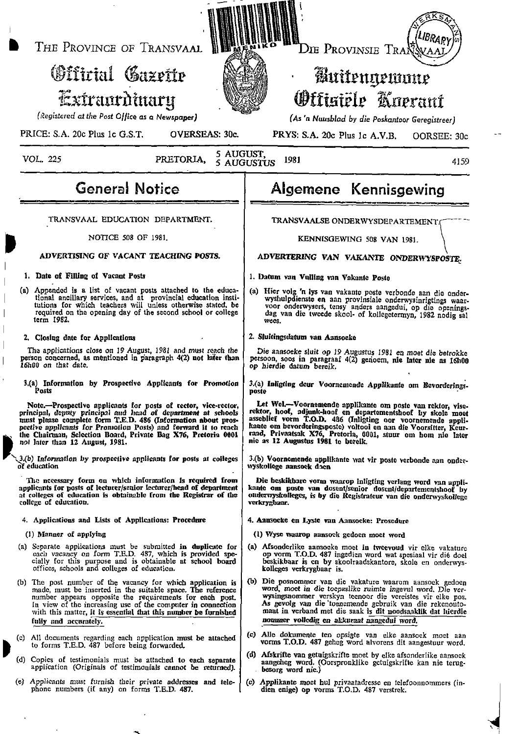THE PROVINCE OF TRANSVAAL

# Official Gazette Extraordinary

(Registered at the Post Office as a Newspaper)

PRICE: S.A. 20c Plus 1c G.S.T. OVERSEAS: 30c.

DIE PROVINSIE TRANSVAAL

# Buitengewone Offisiële Koerant

(As 'n Nuusblad by die Poskantoor Geregistreer)

PRYS: S.A. 20c Plus 1c A.V.B. OORSEE: 30c

VOL. 225 PRETORIA, 5 AUGUST, 5 AUGUSTUS 1981 4159

## General Notice

TRANSVAAL EDUCATION DEPARTMENT.

NOTICE 508 OF 1981.

**ADVERTISING OF VACANT TEACHING POSTS.**

**1. Date of Filling of Vacant Posts**

(a) Appended is a list of vacant posts attached to the educational ancillary services, and at provincial education institutions for which teachers will unless otherwise stated, be required on the opening day of the second school or college term 1982.

**2. Closing date for Applications**

The applications close on *19 August, 1981* and must reach the person concerned, as mentioned in paragraph 4(2) **not later** than *16h00 on that date.*

**3.(a) Information by Prospective Applicants for Promotion Posts**

Note.—Prospective applicants for posts of rector, vice-rector, principal, *deputy principal and head of department at schools* must please complete form T.E.D. 486 (Information about prospective *applicants* for Promotion Posts) and forward it to reach the Chairman, Selection Board, Private Bag X76, Pretoria 0001 not later than 12 August, 1981.

3.(b) *Information by prospective applicants for posts at colleges of education*

The necessary form on which information is required from applicants for posts of lecturer/senior lecturer/head of department at colleges of education is obtainable from the Registrar of the college of education.

**4. Applications and Lists of Applications: Procedure**

(1) Manner of applying

(a) Separate applications must be submitted **in duplicate** for each vacancy on form T.E.D. 487, which is provided specially for this purpose and is obtainable at school board offices, schools and colleges of education.

(b) The post number of the vacancy for which application is made, must be inserted in the suitable space. The reference number appears opposite the requirements for each post. In view of the increasing use of the computer in connection with this matter, **it is essential that this number be furnished fully and accurately.**

(c) All documents regarding each application **must** be attached to forms T.E.D. 487 before being forwarded.

(d) Copies of testimonials must be attached to each separate application (Originals of testimonials cannot be returned).

(e) Applicants must furnish their private addresses and telephone numbers (if any) on forms T.E.D. 487.

## Algemene Kennisgewing

TRANSVAALSE ONDERWYSDEPARTEMENT.

KENNISGEWING 508 VAN 1981.

**ADVERTERING VAN VAKANTE ONDERWYSPOSTE.**

**1. Datum van Vulling van Vakante Poste**

(a) Hier volg 'n lys van vakante poste verbonde aan die onderwyshulpdienste en aan provinsiale onderwysinrigtings waarvoor onderwysers, tensy anders aangedui, op die openingsdag van die tweede skool- of kollegetermyn, 1982 nodig sal wees.

**2. Sluitingsdatum van Aansoeke**

*Die aansoeke sluit op 19 Augustus 1981* en moet die betrokke persoon, soos in paragraaf 4(2) genoem, **nie later nie as 16h00** *op hierdie datum* bereik.

**3.(a) Inligting deur Voornemende Applikante om Bevorderingsposte**

Let Wel.—Voornemende applikante om poste van rektor, viserektor, hoof, adjunk-hoof en departementshoof by skole moet asseblief vorm T.O.D. 486 (Inligting oor voornemende applikante om bevorderingsposte) voltooi en aan die Voorsitter, Keurraad, Privaatsak X76, Pretoria, 0001, stuur om hom nie later nie as 12 Augustus 1981 te bereik.

**3.(b) Voornemende applikante wat vir poste verbonde aan onderwyskolleges aansoek doen**

Die beskikbare vorm waarop inligting verlang word van applikante om poste van dosent/senior dosent/departementshoof by onderwyskolleges, is by die Registrateur van die onderwyskollege verkrygbaar.

**4. Aansoeke en Lyste van Aansoeke: Prosedure**

(1) Wyse waarop aansoek gedoen moet word

(a) Afsonderlike aansoeke moet **in tweevoud** vir elke vakature op vorm T.O.D. 487 ingedien word wat spesiaal vir dié doel beskikbaar is en by skoolraadskantore, skole en onderwyskolleges verkrygbaar is.

(b) Die posnommer van die vakature waarom aansoek gedoen word, *moet in die toepaslike ruimte ingevul word.* Die verwysingsnommer verskyn teenoor die vereistes vir elke pos. As gevolg van die toenemende gebruik van die rekenoutomaat in verband met die saak **is dit noodsaaklik dat hierdie nommer volledig en akkuraat aangedui word.**

(c) Alle dokumente ten opsigte van elke aansoek moet aan vorms T.O.D. 487 geheg word alvorens dit aangestuur word.

(d) Afskrifte van getuigskrifte moet by elke afsonderlike aansoek aangeheg word. (Oorspronklike getuigskrifte kan nie terugbesorg word nie.)

(e) Applikante moet hul privaatadresse en telefoonnommers (indien enige) op vorms T.O.D. 487 verstrek.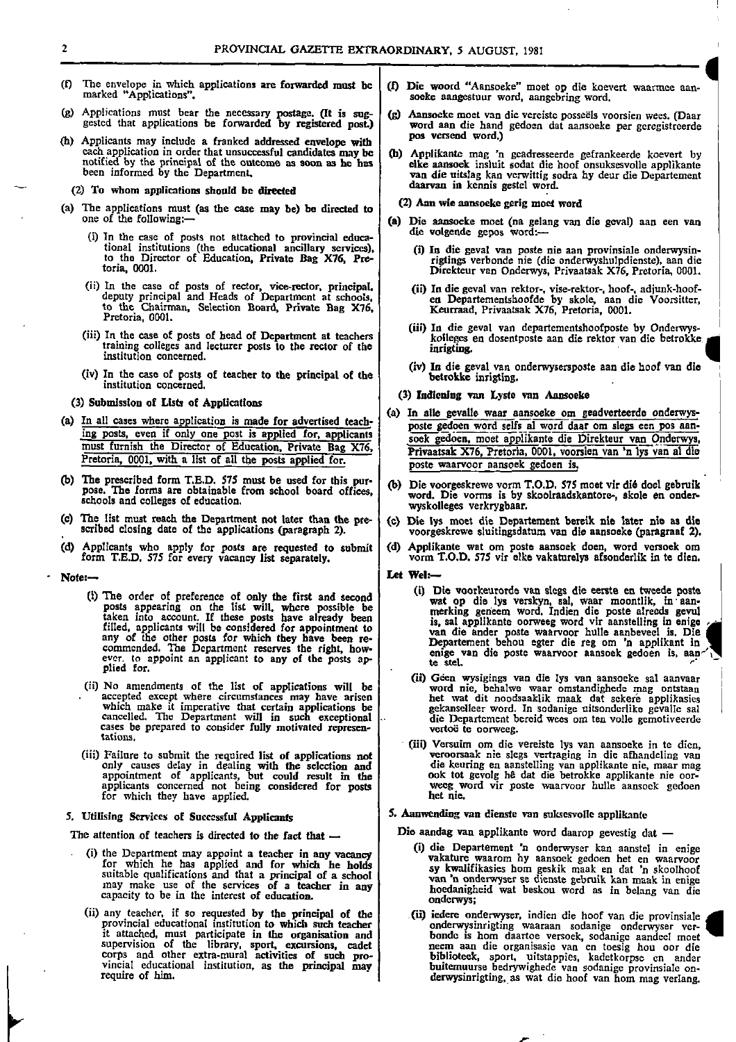(f) The envelope in which applications are forwarded must be marked "Applications".

(g) Applications must bear the necessary postage. (It is suggested that applications be forwarded by registered post.)

(h) Applicants may include a franked addressed envelope with each application in order that unsuccessful candidates may be notified by the principal of the outcome as soon as he has been informed by the Department.

(2) To whom applications should be directed

(a) The applications must (as the case may be) be directed to one of the following:—

(i) In the case of posts not attached to provincial educational institutions (the educational ancillary services), to the Director of Education, Private Bag X76, Pretoria, 0001.

(ii) In the case of posts of rector, vice-rector, principal, deputy principal and Heads of Department at schools, to the Chairman, Selection Board, Private Bag X76, Pretoria, 0001.

(iii) In the case of posts of head of Department at teachers training colleges and lecturer posts to the rector of the institution concerned.

(iv) In the case of posts of teacher to the principal of the institution concerned.

(3) Submission of Lists of Applications

(a) In all cases where application is made for advertised teaching posts, even if only one post is applied for, applicants must furnish the Director of Education, Private Bag X76, Pretoria, 0001, with a list of all the posts applied for.

(b) The prescribed form T.E.D. 575 must be used for this purpose. The forms are obtainable from school board offices, schools and colleges of education.

(c) The list must reach the Department not later than the prescribed closing date of the applications (paragraph 2).

(d) Applicants who apply for posts are requested to submit form T.E.D. 575 for every vacancy list separately.

Note:—

(i) The order of preference of only the first and second posts appearing on the list will, where possible be taken into account. If these posts have already been filled, applicants will be considered for appointment to any of the other posts for which they have been recommended. The Department reserves the right, however, to appoint an applicant to any of the posts applied for.

(ii) No amendments of the list of applications will be accepted except where circumstances may have arisen which make it imperative that certain applications be cancelled. The Department will in such exceptional cases be prepared to consider fully motivated representations.

(iii) Failure to submit the required list of applications not only causes delay in dealing with the selection and appointment of applicants, but could result in the applicants concerned not being considered for posts for which they have applied.

5. Utilising Services of Successful Applicants

The attention of teachers is directed to the fact that —

(i) the Department may appoint a teacher in any vacancy for which he has applied and for which he holds suitable qualifications and that a principal of a school may make use of the services of a teacher in any capacity to be in the interest of education.

(ii) any teacher, if so requested by the principal of the provincial educational institution to which such teacher it attached, must participate in the organisation and supervision of the library, sport, excursions, cadet corps and other extra-mural activities of such provincial educational institution, as the principal may require of him.

(f) Die woord "Aansoeke" moet op die koevert waarmee aansoeke aangestuur word, aangebring word.

(g) Aansoeke moet van die vereiste posseëls voorsien wees. (Daar word aan die hand gedoen dat aansoeke per geregistreerde pos versend word.)

(h) Applikante mag 'n geadresseerde gefrankeerde koevert by elke aansoek insluit sodat die hoof onsuksesvolle applikante van die uitslag kan verwittig sodra hy deur die Departement daarvan in kennis gestel word.

(2) Aan wie aansoeke gerig moet word

(a) Die aansoeke moet (na gelang van die geval) aan een van die volgende gepos word:—

(i) In die geval van poste nie aan provinsiale onderwysinrigtings verbonde nie (die onderwyshulpdienste), aan die Direkteur van Onderwys, Privaatsak X76, Pretoria, 0001.

(ii) In die geval van rektor-, vise-rektor-, hoof-, adjunk-hoof- en Departementshoofde by skole, aan die Voorsitter, Keurraad, Privaatsak X76, Pretoria, 0001.

(iii) In die geval van departementshoofposte by Onderwyskolleges en dosentposte aan die rektor van die betrokke inrigting.

(iv) In die geval van onderwysersposte aan die hoof van die betrokke inrigting.

(3) Indiening van Lyste van Aansoeke

(a) In alle gevalle waar aansoeke om geadverteerde onderwysposte gedoen word selfs al word daar om slegs een pos aansoek gedoen, moet applikante die Direkteur van Onderwys, Privaatsak X76, Pretoria, 0001, voorsien van 'n lys van al die poste waarvoor aansoek gedoen is.

(b) Die voorgeskrewe vorm T.O.D. 575 moet vir dié doel gebruik word. Die vorms is by skoolraadskantore-, skole en onderwyskolleges verkrygbaar.

(c) Die lys moet die Departement bereik nie later nie as die voorgeskrewe sluitingsdatum van die aansoeke (paragraaf 2).

(d) Applikante wat om poste aansoek doen, word versoek om vorm T.O.D. 575 vir elke vakaturelys afsonderlik in te dien.

Let Wel:—

(i) Die voorkeurorde van slegs die eerste en tweede poste wat op die lys verskyn, sal, waar moontlik, in aanmerking geneem word. Indien die poste alreeds gevul is, sal applikante oorweeg word vir aanstelling in enige van die ander poste waarvoor hulle aanbeveel is. Die Departement behou egter die reg om 'n applikant in enige van die poste waarvoor aansoek gedoen is, aan te stel.

(ii) Géen wysigings van die lys van aansoeke sal aanvaar word nie, behalwe waar omstandighede mag ontstaan het wat dit noodsaaklik maak dat sekere applikasies gekanselleer word. In sodanige uitsonderlike gevalle sal die Departement bereid wees om ten volle gemotiveerde vertoë te oorweeg.

(iii) Versuim om die vereiste lys van aansoeke in te dien, veroorsaak nie slegs vertraging in die afhandeling van die keuring en aanstelling van applikante nie, maar mag ook tot gevolg hê dat die betrokke applikante nie oorweeg word vir poste waarvoor hulle aansoek gedoen het nie.

5. Aanwending van dienste van suksesvolle applikante

Die aandag van applikante word daarop gevestig dat —

(i) die Departement 'n onderwyser kan aanstel in enige vakature waarom hy aansoek gedoen het en waarvoor sy kwalifikasies hom geskik maak en dat 'n skoolhoof van 'n onderwyser se dienste gebruik kan maak in enige hoedanigheid wat beskou word as in belang van die onderwys;

(ii) iedere onderwyser, indien die hoof van die provinsiale onderwysinrigting waaraan sodanige onderwyser verbonde is hom daartoe versoek, sodanige aandeel moet neem aan die organisasie van en toesig hou oor die biblioteek, sport, uitstappies, kadetkorpse en ander buitemuurse bedrywighede van sodanige provinsiale onderwysinrigting, as wat die hoof van hom mag verlang.